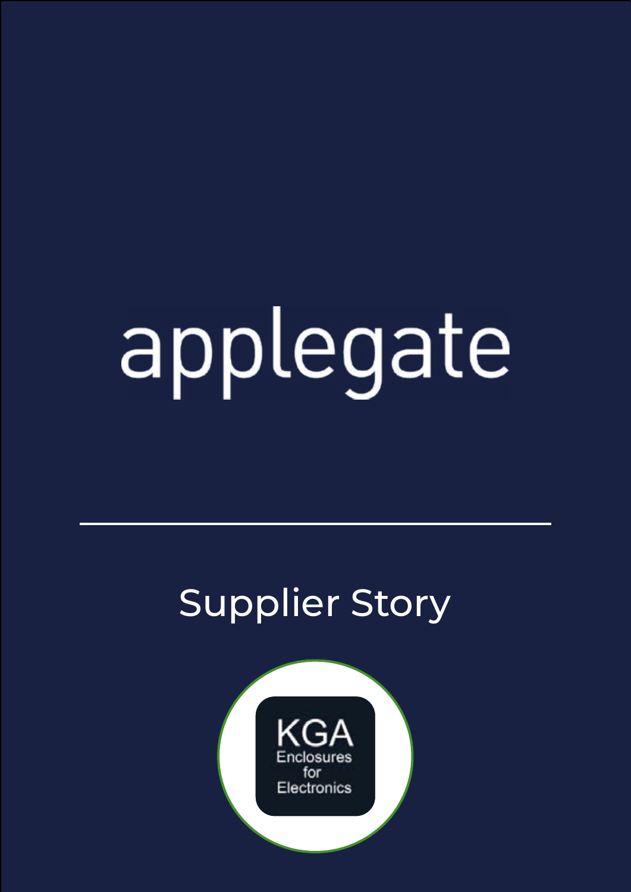# applegate

## Supplier Story

KGA
Enclosures
for
Electronics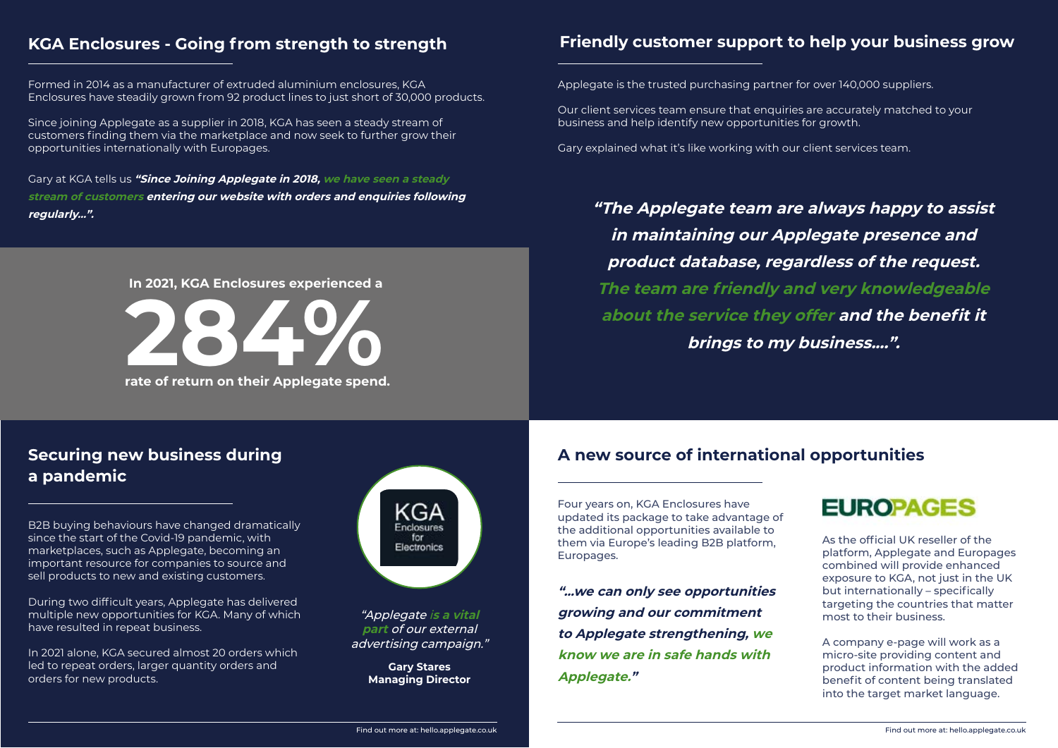## KGA Enclosures - Going from strength to strength

Formed in 2014 as a manufacturer of extruded aluminium enclosures, KGA Enclosures have steadily grown from 92 product lines to just short of 30,000 products.

Since joining Applegate as a supplier in 2018, KGA has seen a steady stream of customers finding them via the marketplace and now seek to further grow their opportunities internationally with Europages.

Gary at KGA tells us ***"Since Joining Applegate in 2018, we have seen a steady stream of customers entering our website with orders and enquiries following regularly...".***

**In 2021, KGA Enclosures experienced a**

# 284%

**rate of return on their Applegate spend.**

## Friendly customer support to help your business grow

Applegate is the trusted purchasing partner for over 140,000 suppliers.

Our client services team ensure that enquiries are accurately matched to your business and help identify new opportunities for growth.

Gary explained what it's like working with our client services team.

***"The Applegate team are always happy to assist in maintaining our Applegate presence and product database, regardless of the request. The team are friendly and very knowledgeable about the service they offer and the benefit it brings to my business....".***

## Securing new business during a pandemic

B2B buying behaviours have changed dramatically since the start of the Covid-19 pandemic, with marketplaces, such as Applegate, becoming an important resource for companies to source and sell products to new and existing customers.

During two difficult years, Applegate has delivered multiple new opportunities for KGA. Many of which have resulted in repeat business.

In 2021 alone, KGA secured almost 20 orders which led to repeat orders, larger quantity orders and orders for new products.

KGA Enclosures for Electronics

*"Applegate **is a vital part** of our external advertising campaign."*

**Gary Stares**
**Managing Director**

## A new source of international opportunities

Four years on, KGA Enclosures have updated its package to take advantage of the additional opportunities available to them via Europe's leading B2B platform, Europages.

***"...we can only see opportunities growing and our commitment to Applegate strengthening, we know we are in safe hands with Applegate."***

**EUROPAGES**

As the official UK reseller of the platform, Applegate and Europages combined will provide enhanced exposure to KGA, not just in the UK but internationally – specifically targeting the countries that matter most to their business.

A company e-page will work as a micro-site providing content and product information with the added benefit of content being translated into the target market language.

Find out more at: hello.applegate.co.uk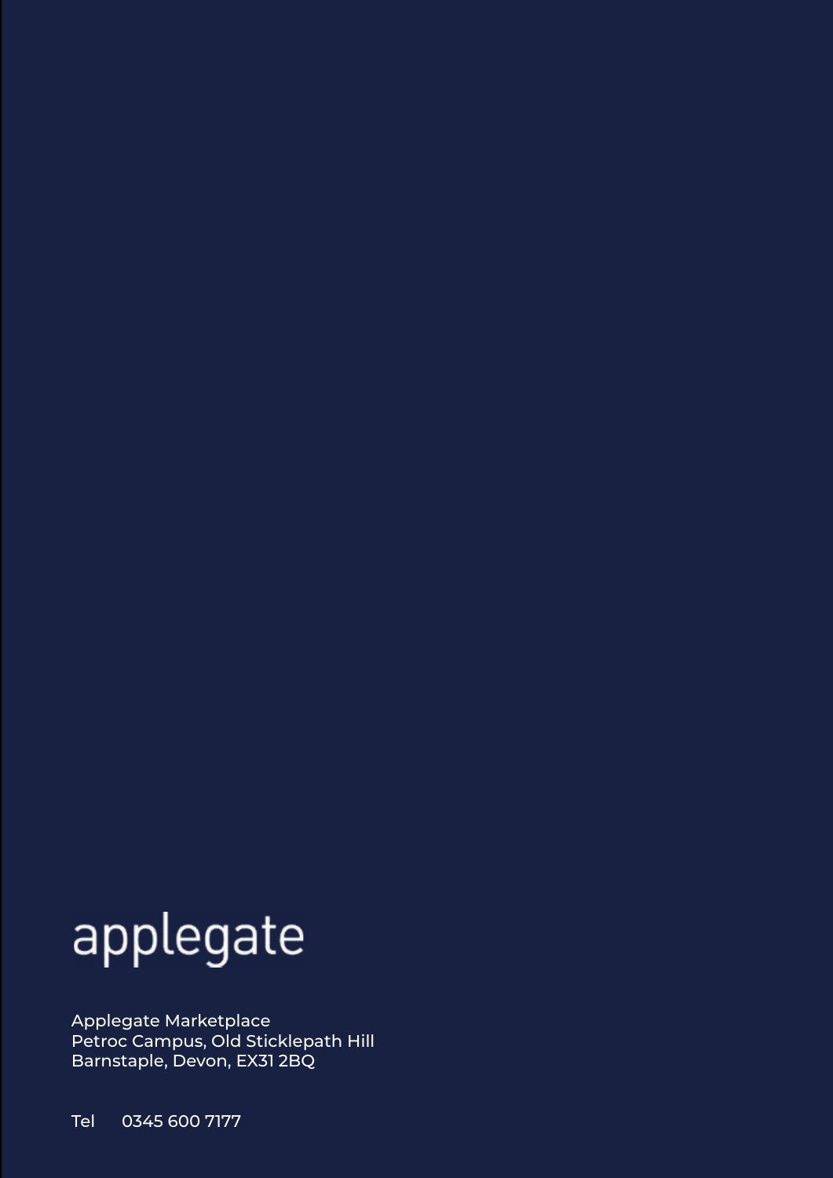applegate

Applegate Marketplace
Petroc Campus, Old Sticklepath Hill
Barnstaple, Devon, EX31 2BQ

Tel 0345 600 7177